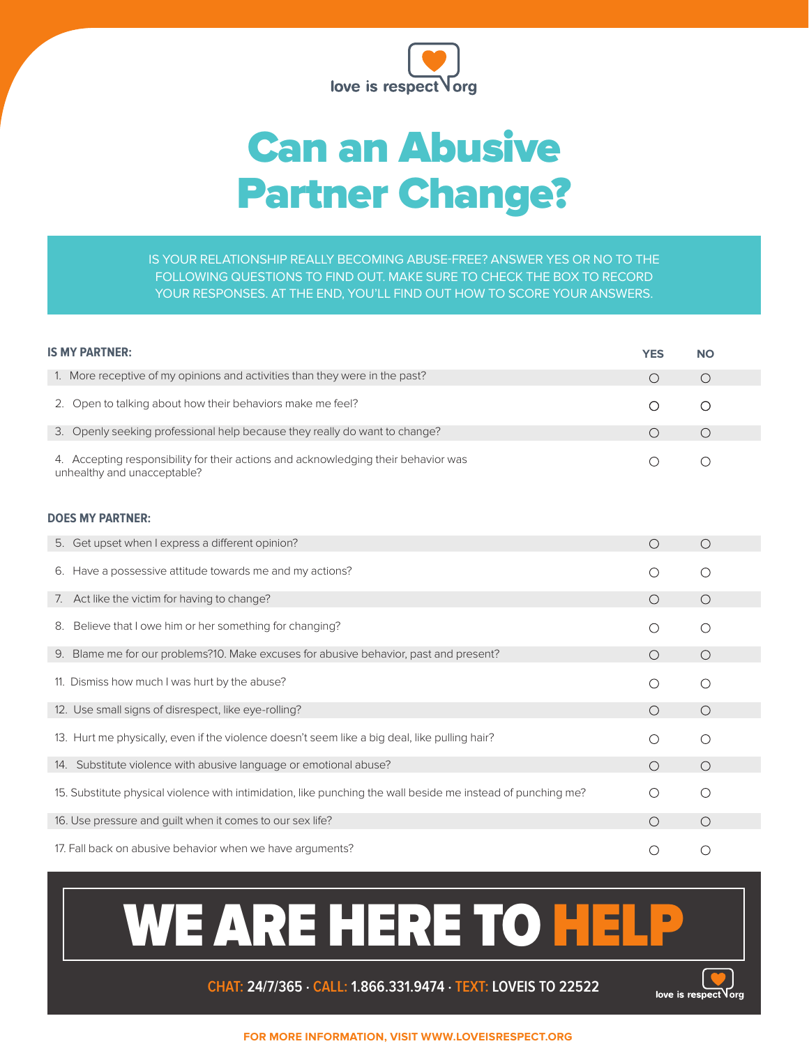love is respect.org

# Can an Abusive Partner Change?

IS YOUR RELATIONSHIP REALLY BECOMING ABUSE-FREE? ANSWER YES OR NO TO THE FOLLOWING QUESTIONS TO FIND OUT. MAKE SURE TO CHECK THE BOX TO RECORD YOUR RESPONSES. AT THE END, YOU'LL FIND OUT HOW TO SCORE YOUR ANSWERS.

| IS MY PARTNER: | YES | NO |
|---|---|---|
| 1. More receptive of my opinions and activities than they were in the past? | ○ | ○ |
| 2. Open to talking about how their behaviors make me feel? | ○ | ○ |
| 3. Openly seeking professional help because they really do want to change? | ○ | ○ |
| 4. Accepting responsibility for their actions and acknowledging their behavior was unhealthy and unacceptable? | ○ | ○ |

| DOES MY PARTNER: | YES | NO |
|---|---|---|
| 5. Get upset when I express a different opinion? | ○ | ○ |
| 6. Have a possessive attitude towards me and my actions? | ○ | ○ |
| 7. Act like the victim for having to change? | ○ | ○ |
| 8. Believe that I owe him or her something for changing? | ○ | ○ |
| 9. Blame me for our problems?10. Make excuses for abusive behavior, past and present? | ○ | ○ |
| 11. Dismiss how much I was hurt by the abuse? | ○ | ○ |
| 12. Use small signs of disrespect, like eye-rolling? | ○ | ○ |
| 13. Hurt me physically, even if the violence doesn't seem like a big deal, like pulling hair? | ○ | ○ |
| 14. Substitute violence with abusive language or emotional abuse? | ○ | ○ |
| 15. Substitute physical violence with intimidation, like punching the wall beside me instead of punching me? | ○ | ○ |
| 16. Use pressure and guilt when it comes to our sex life? | ○ | ○ |
| 17. Fall back on abusive behavior when we have arguments? | ○ | ○ |

# WE ARE HERE TO HELP

**CHAT:** 24/7/365 · **CALL:** 1.866.331.9474 · **TEXT:** LOVEIS TO 22522

love is respect.org

**FOR MORE INFORMATION, VISIT WWW.LOVEISRESPECT.ORG**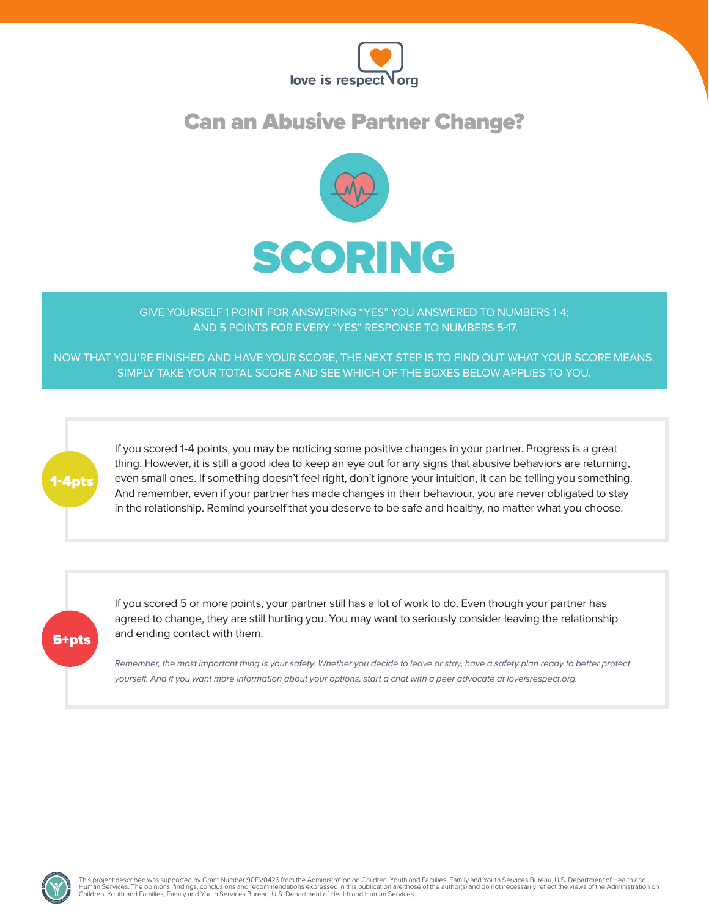love is respect.org

# Can an Abusive Partner Change?

# SCORING

GIVE YOURSELF 1 POINT FOR ANSWERING "YES" YOU ANSWERED TO NUMBERS 1-4;
AND 5 POINTS FOR EVERY "YES" RESPONSE TO NUMBERS 5-17.

NOW THAT YOU'RE FINISHED AND HAVE YOUR SCORE, THE NEXT STEP IS TO FIND OUT WHAT YOUR SCORE MEANS. SIMPLY TAKE YOUR TOTAL SCORE AND SEE WHICH OF THE BOXES BELOW APPLIES TO YOU.

**1-4pts**

If you scored 1-4 points, you may be noticing some positive changes in your partner. Progress is a great thing. However, it is still a good idea to keep an eye out for any signs that abusive behaviors are returning, even small ones. If something doesn't feel right, don't ignore your intuition, it can be telling you something. And remember, even if your partner has made changes in their behaviour, you are never obligated to stay in the relationship. Remind yourself that you deserve to be safe and healthy, no matter what you choose.

**5+pts**

If you scored 5 or more points, your partner still has a lot of work to do. Even though your partner has agreed to change, they are still hurting you. You may want to seriously consider leaving the relationship and ending contact with them.

*Remember, the most important thing is your safety. Whether you decide to leave or stay, have a safety plan ready to better protect yourself. And if you want more information about your options, start a chat with a peer advocate at loveisrespect.org.*

This project described was supported by Grant Number 90EV0426 from the Administration on Children, Youth and Families, Family and Youth Services Bureau, U.S. Department of Health and Human Services. The opinions, findings, conclusions and recommendations expressed in this publication are those of the author(s) and do not necessarily reflect the views of the Administration on Children, Youth and Families, Family and Youth Services Bureau, U.S. Department of Health and Human Services.